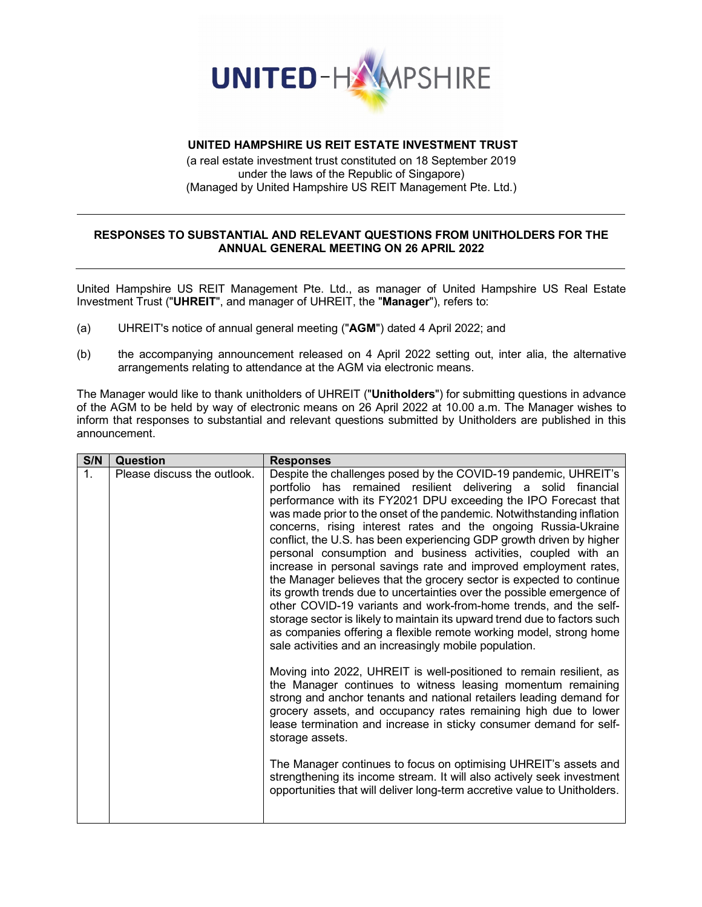**UNITED HAMPSHIRE US REIT ESTATE INVESTMENT TRUST**

(a real estate investment trust constituted on 18 September 2019
under the laws of the Republic of Singapore)
(Managed by United Hampshire US REIT Management Pte. Ltd.)

---

**RESPONSES TO SUBSTANTIAL AND RELEVANT QUESTIONS FROM UNITHOLDERS FOR THE ANNUAL GENERAL MEETING ON 26 APRIL 2022**

---

United Hampshire US REIT Management Pte. Ltd., as manager of United Hampshire US Real Estate Investment Trust ("**UHREIT**", and manager of UHREIT, the "**Manager**"), refers to:

(a) UHREIT's notice of annual general meeting ("**AGM**") dated 4 April 2022; and

(b) the accompanying announcement released on 4 April 2022 setting out, inter alia, the alternative arrangements relating to attendance at the AGM via electronic means.

The Manager would like to thank unitholders of UHREIT ("**Unitholders**") for submitting questions in advance of the AGM to be held by way of electronic means on 26 April 2022 at 10.00 a.m. The Manager wishes to inform that responses to substantial and relevant questions submitted by Unitholders are published in this announcement.

| S/N | Question | Responses |
|---|---|---|
| 1. | Please discuss the outlook. | Despite the challenges posed by the COVID-19 pandemic, UHREIT's portfolio has remained resilient delivering a solid financial performance with its FY2021 DPU exceeding the IPO Forecast that was made prior to the onset of the pandemic. Notwithstanding inflation concerns, rising interest rates and the ongoing Russia-Ukraine conflict, the U.S. has been experiencing GDP growth driven by higher personal consumption and business activities, coupled with an increase in personal savings rate and improved employment rates, the Manager believes that the grocery sector is expected to continue its growth trends due to uncertainties over the possible emergence of other COVID-19 variants and work-from-home trends, and the self-storage sector is likely to maintain its upward trend due to factors such as companies offering a flexible remote working model, strong home sale activities and an increasingly mobile population.<br><br>Moving into 2022, UHREIT is well-positioned to remain resilient, as the Manager continues to witness leasing momentum remaining strong and anchor tenants and national retailers leading demand for grocery assets, and occupancy rates remaining high due to lower lease termination and increase in sticky consumer demand for self-storage assets.<br><br>The Manager continues to focus on optimising UHREIT's assets and strengthening its income stream. It will also actively seek investment opportunities that will deliver long-term accretive value to Unitholders. |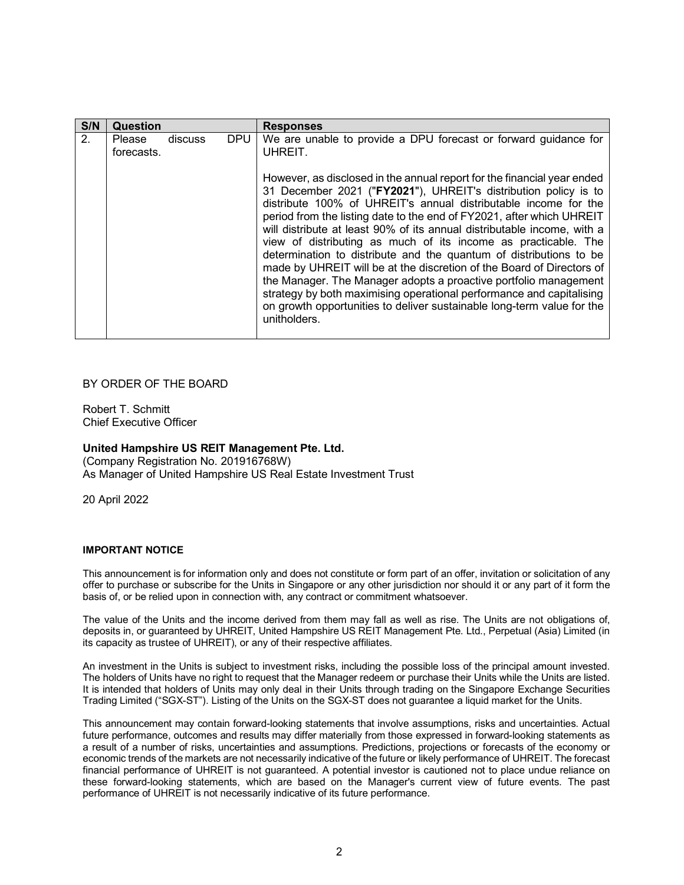| S/N | Question | Responses |
|---|---|---|
| 2. | Please discuss DPU forecasts. | We are unable to provide a DPU forecast or forward guidance for UHREIT.<br><br>However, as disclosed in the annual report for the financial year ended 31 December 2021 ("**FY2021**"), UHREIT's distribution policy is to distribute 100% of UHREIT's annual distributable income for the period from the listing date to the end of FY2021, after which UHREIT will distribute at least 90% of its annual distributable income, with a view of distributing as much of its income as practicable. The determination to distribute and the quantum of distributions to be made by UHREIT will be at the discretion of the Board of Directors of the Manager. The Manager adopts a proactive portfolio management strategy by both maximising operational performance and capitalising on growth opportunities to deliver sustainable long-term value for the unitholders. |

BY ORDER OF THE BOARD

Robert T. Schmitt
Chief Executive Officer

**United Hampshire US REIT Management Pte. Ltd.**
(Company Registration No. 201916768W)
As Manager of United Hampshire US Real Estate Investment Trust

20 April 2022

**IMPORTANT NOTICE**

This announcement is for information only and does not constitute or form part of an offer, invitation or solicitation of any offer to purchase or subscribe for the Units in Singapore or any other jurisdiction nor should it or any part of it form the basis of, or be relied upon in connection with, any contract or commitment whatsoever.

The value of the Units and the income derived from them may fall as well as rise. The Units are not obligations of, deposits in, or guaranteed by UHREIT, United Hampshire US REIT Management Pte. Ltd., Perpetual (Asia) Limited (in its capacity as trustee of UHREIT), or any of their respective affiliates.

An investment in the Units is subject to investment risks, including the possible loss of the principal amount invested. The holders of Units have no right to request that the Manager redeem or purchase their Units while the Units are listed. It is intended that holders of Units may only deal in their Units through trading on the Singapore Exchange Securities Trading Limited ("SGX-ST"). Listing of the Units on the SGX-ST does not guarantee a liquid market for the Units.

This announcement may contain forward-looking statements that involve assumptions, risks and uncertainties. Actual future performance, outcomes and results may differ materially from those expressed in forward-looking statements as a result of a number of risks, uncertainties and assumptions. Predictions, projections or forecasts of the economy or economic trends of the markets are not necessarily indicative of the future or likely performance of UHREIT. The forecast financial performance of UHREIT is not guaranteed. A potential investor is cautioned not to place undue reliance on these forward-looking statements, which are based on the Manager's current view of future events. The past performance of UHREIT is not necessarily indicative of its future performance.